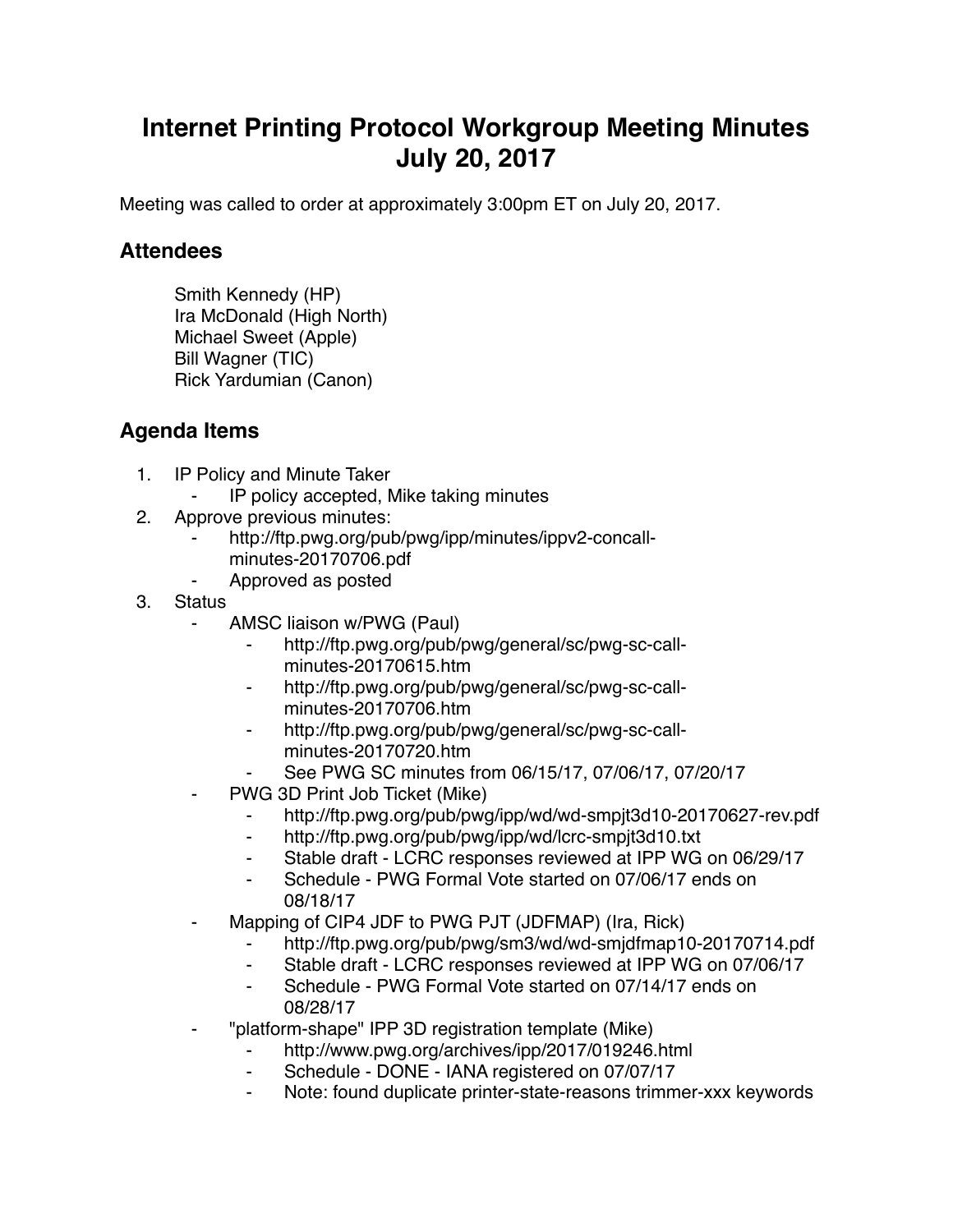# Internet Printing Protocol Workgroup Meeting Minutes July 20, 2017

Meeting was called to order at approximately 3:00pm ET on July 20, 2017.

## Attendees

Smith Kennedy (HP)
Ira McDonald (High North)
Michael Sweet (Apple)
Bill Wagner (TIC)
Rick Yardumian (Canon)

## Agenda Items

1. IP Policy and Minute Taker
    - IP policy accepted, Mike taking minutes
2. Approve previous minutes:
    - http://ftp.pwg.org/pub/pwg/ipp/minutes/ippv2-concall-minutes-20170706.pdf
    - Approved as posted
3. Status
    - AMSC liaison w/PWG (Paul)
        - http://ftp.pwg.org/pub/pwg/general/sc/pwg-sc-call-minutes-20170615.htm
        - http://ftp.pwg.org/pub/pwg/general/sc/pwg-sc-call-minutes-20170706.htm
        - http://ftp.pwg.org/pub/pwg/general/sc/pwg-sc-call-minutes-20170720.htm
        - See PWG SC minutes from 06/15/17, 07/06/17, 07/20/17
    - PWG 3D Print Job Ticket (Mike)
        - http://ftp.pwg.org/pub/pwg/ipp/wd/wd-smpjt3d10-20170627-rev.pdf
        - http://ftp.pwg.org/pub/pwg/ipp/wd/lcrc-smpjt3d10.txt
        - Stable draft - LCRC responses reviewed at IPP WG on 06/29/17
        - Schedule - PWG Formal Vote started on 07/06/17 ends on 08/18/17
    - Mapping of CIP4 JDF to PWG PJT (JDFMAP) (Ira, Rick)
        - http://ftp.pwg.org/pub/pwg/sm3/wd/wd-smjdfmap10-20170714.pdf
        - Stable draft - LCRC responses reviewed at IPP WG on 07/06/17
        - Schedule - PWG Formal Vote started on 07/14/17 ends on 08/28/17
    - "platform-shape" IPP 3D registration template (Mike)
        - http://www.pwg.org/archives/ipp/2017/019246.html
        - Schedule - DONE - IANA registered on 07/07/17
        - Note: found duplicate printer-state-reasons trimmer-xxx keywords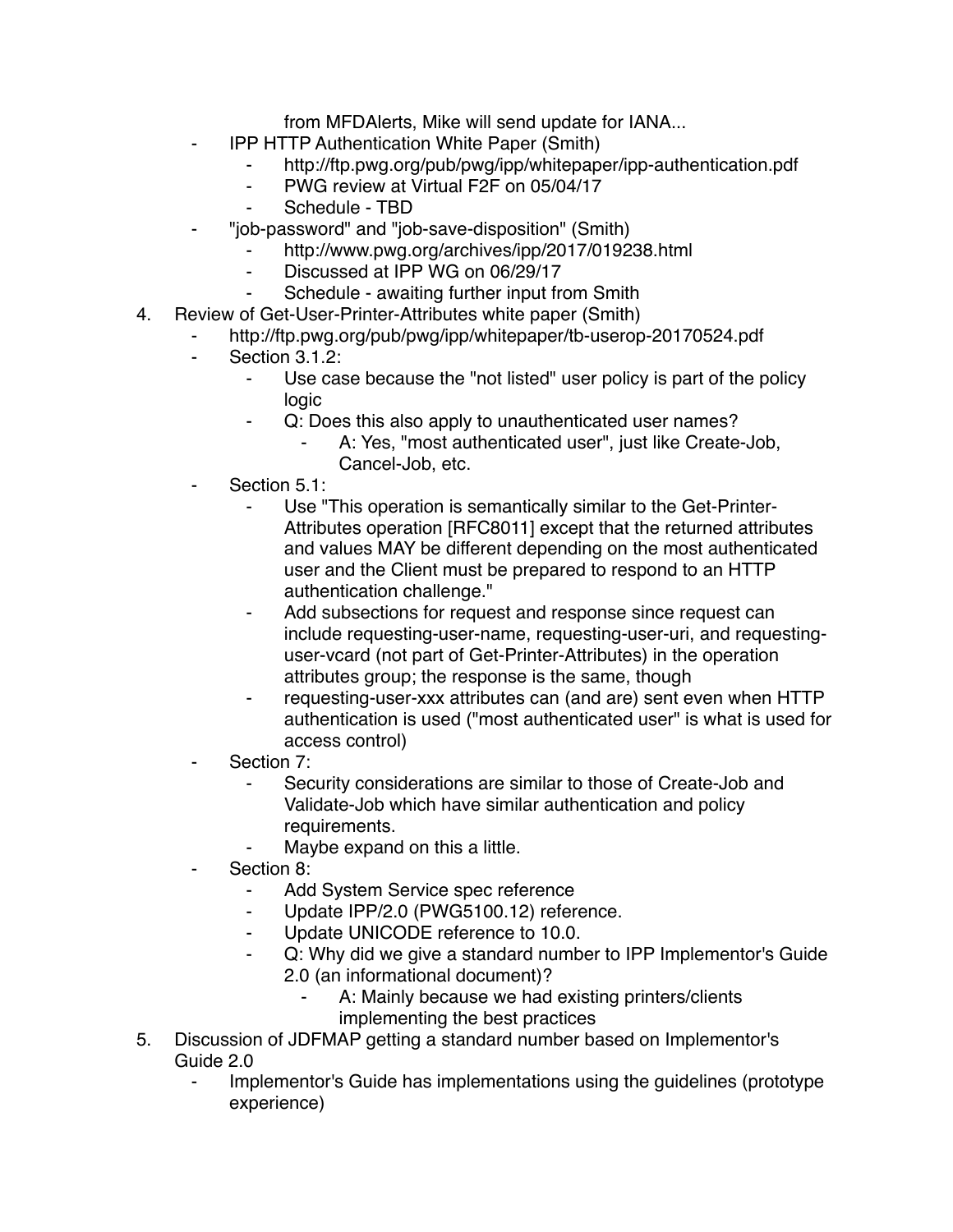from MFDAlerts, Mike will send update for IANA...

- IPP HTTP Authentication White Paper (Smith)
    - http://ftp.pwg.org/pub/pwg/ipp/whitepaper/ipp-authentication.pdf
    - PWG review at Virtual F2F on 05/04/17
    - Schedule - TBD
- "job-password" and "job-save-disposition" (Smith)
    - http://www.pwg.org/archives/ipp/2017/019238.html
    - Discussed at IPP WG on 06/29/17
    - Schedule - awaiting further input from Smith

4. Review of Get-User-Printer-Attributes white paper (Smith)
    - http://ftp.pwg.org/pub/pwg/ipp/whitepaper/tb-userop-20170524.pdf
    - Section 3.1.2:
        - Use case because the "not listed" user policy is part of the policy logic
        - Q: Does this also apply to unauthenticated user names?
            - A: Yes, "most authenticated user", just like Create-Job, Cancel-Job, etc.
    - Section 5.1:
        - Use "This operation is semantically similar to the Get-Printer-Attributes operation [RFC8011] except that the returned attributes and values MAY be different depending on the most authenticated user and the Client must be prepared to respond to an HTTP authentication challenge."
        - Add subsections for request and response since request can include requesting-user-name, requesting-user-uri, and requesting-user-vcard (not part of Get-Printer-Attributes) in the operation attributes group; the response is the same, though
        - requesting-user-xxx attributes can (and are) sent even when HTTP authentication is used ("most authenticated user" is what is used for access control)
    - Section 7:
        - Security considerations are similar to those of Create-Job and Validate-Job which have similar authentication and policy requirements.
        - Maybe expand on this a little.
    - Section 8:
        - Add System Service spec reference
        - Update IPP/2.0 (PWG5100.12) reference.
        - Update UNICODE reference to 10.0.
        - Q: Why did we give a standard number to IPP Implementor's Guide 2.0 (an informational document)?
            - A: Mainly because we had existing printers/clients implementing the best practices

5. Discussion of JDFMAP getting a standard number based on Implementor's Guide 2.0
    - Implementor's Guide has implementations using the guidelines (prototype experience)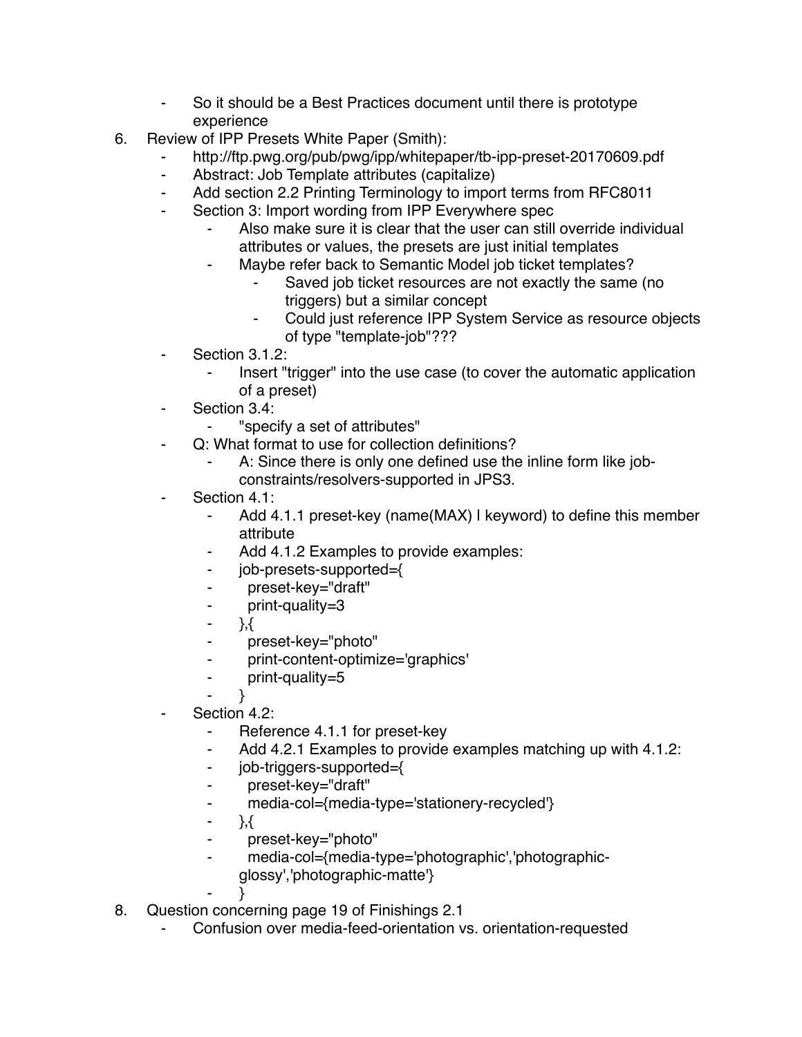- So it should be a Best Practices document until there is prototype experience

6. Review of IPP Presets White Paper (Smith):
   - http://ftp.pwg.org/pub/pwg/ipp/whitepaper/tb-ipp-preset-20170609.pdf
   - Abstract: Job Template attributes (capitalize)
   - Add section 2.2 Printing Terminology to import terms from RFC8011
   - Section 3: Import wording from IPP Everywhere spec
     - Also make sure it is clear that the user can still override individual attributes or values, the presets are just initial templates
     - Maybe refer back to Semantic Model job ticket templates?
       - Saved job ticket resources are not exactly the same (no triggers) but a similar concept
       - Could just reference IPP System Service as resource objects of type "template-job"???
   - Section 3.1.2:
     - Insert "trigger" into the use case (to cover the automatic application of a preset)
   - Section 3.4:
     - "specify a set of attributes"
   - Q: What format to use for collection definitions?
     - A: Since there is only one defined use the inline form like job-constraints/resolvers-supported in JPS3.
   - Section 4.1:
     - Add 4.1.1 preset-key (name(MAX) | keyword) to define this member attribute
     - Add 4.1.2 Examples to provide examples:
     - job-presets-supported={
     -   preset-key="draft"
     -   print-quality=3
     - },{
     -   preset-key="photo"
     -   print-content-optimize='graphics'
     -   print-quality=5
     - }
   - Section 4.2:
     - Reference 4.1.1 for preset-key
     - Add 4.2.1 Examples to provide examples matching up with 4.1.2:
     - job-triggers-supported={
     -   preset-key="draft"
     -   media-col={media-type='stationery-recycled'}
     - },{
     -   preset-key="photo"
     -   media-col={media-type='photographic','photographic-glossy','photographic-matte'}
     - }

8. Question concerning page 19 of Finishings 2.1
   - Confusion over media-feed-orientation vs. orientation-requested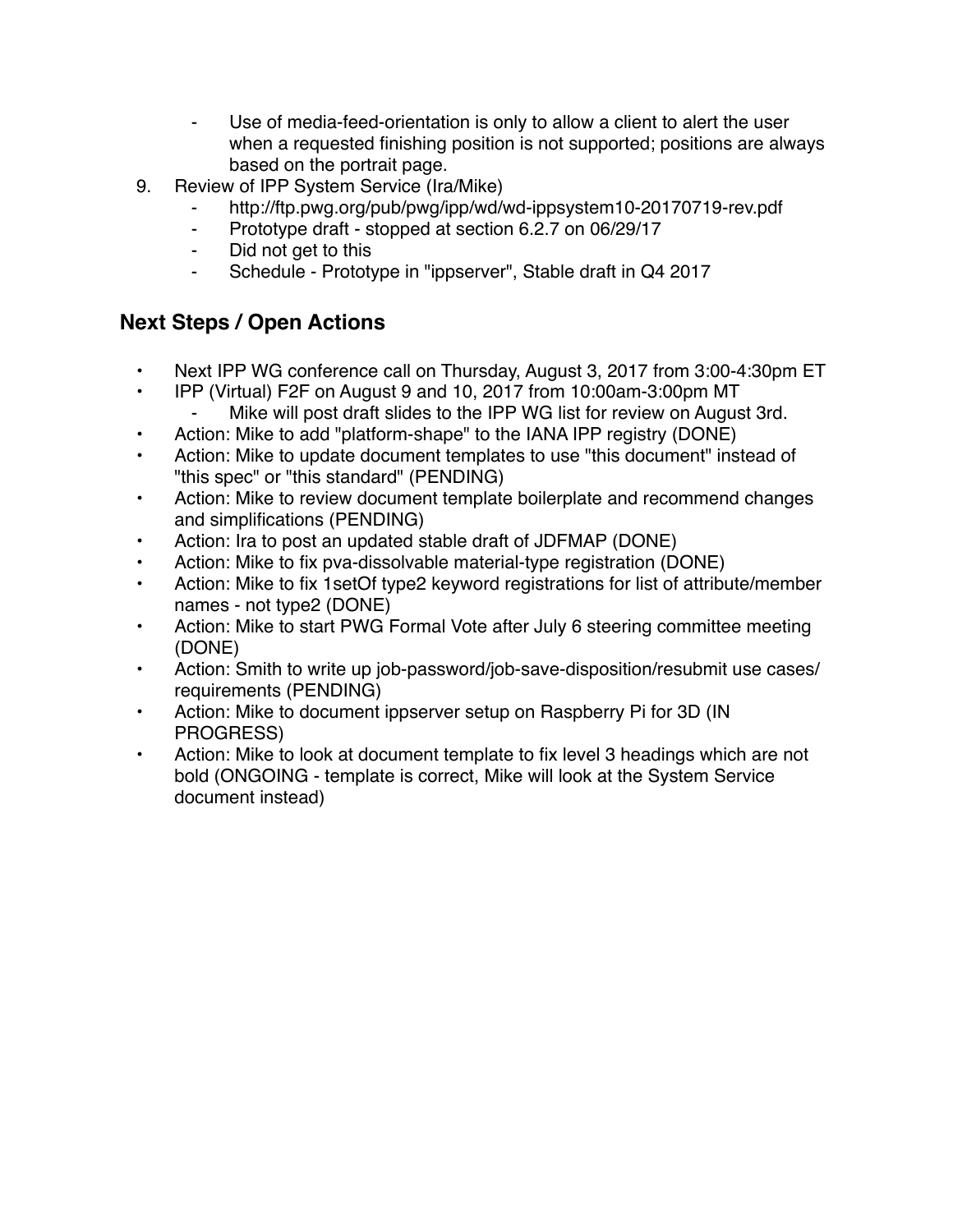- Use of media-feed-orientation is only to allow a client to alert the user when a requested finishing position is not supported; positions are always based on the portrait page.

9. Review of IPP System Service (Ira/Mike)
    - http://ftp.pwg.org/pub/pwg/ipp/wd/wd-ippsystem10-20170719-rev.pdf
    - Prototype draft - stopped at section 6.2.7 on 06/29/17
    - Did not get to this
    - Schedule - Prototype in "ippserver", Stable draft in Q4 2017

## Next Steps / Open Actions

- Next IPP WG conference call on Thursday, August 3, 2017 from 3:00-4:30pm ET
- IPP (Virtual) F2F on August 9 and 10, 2017 from 10:00am-3:00pm MT
    - Mike will post draft slides to the IPP WG list for review on August 3rd.
- Action: Mike to add "platform-shape" to the IANA IPP registry (DONE)
- Action: Mike to update document templates to use "this document" instead of "this spec" or "this standard" (PENDING)
- Action: Mike to review document template boilerplate and recommend changes and simplifications (PENDING)
- Action: Ira to post an updated stable draft of JDFMAP (DONE)
- Action: Mike to fix pva-dissolvable material-type registration (DONE)
- Action: Mike to fix 1setOf type2 keyword registrations for list of attribute/member names - not type2 (DONE)
- Action: Mike to start PWG Formal Vote after July 6 steering committee meeting (DONE)
- Action: Smith to write up job-password/job-save-disposition/resubmit use cases/requirements (PENDING)
- Action: Mike to document ippserver setup on Raspberry Pi for 3D (IN PROGRESS)
- Action: Mike to look at document template to fix level 3 headings which are not bold (ONGOING - template is correct, Mike will look at the System Service document instead)